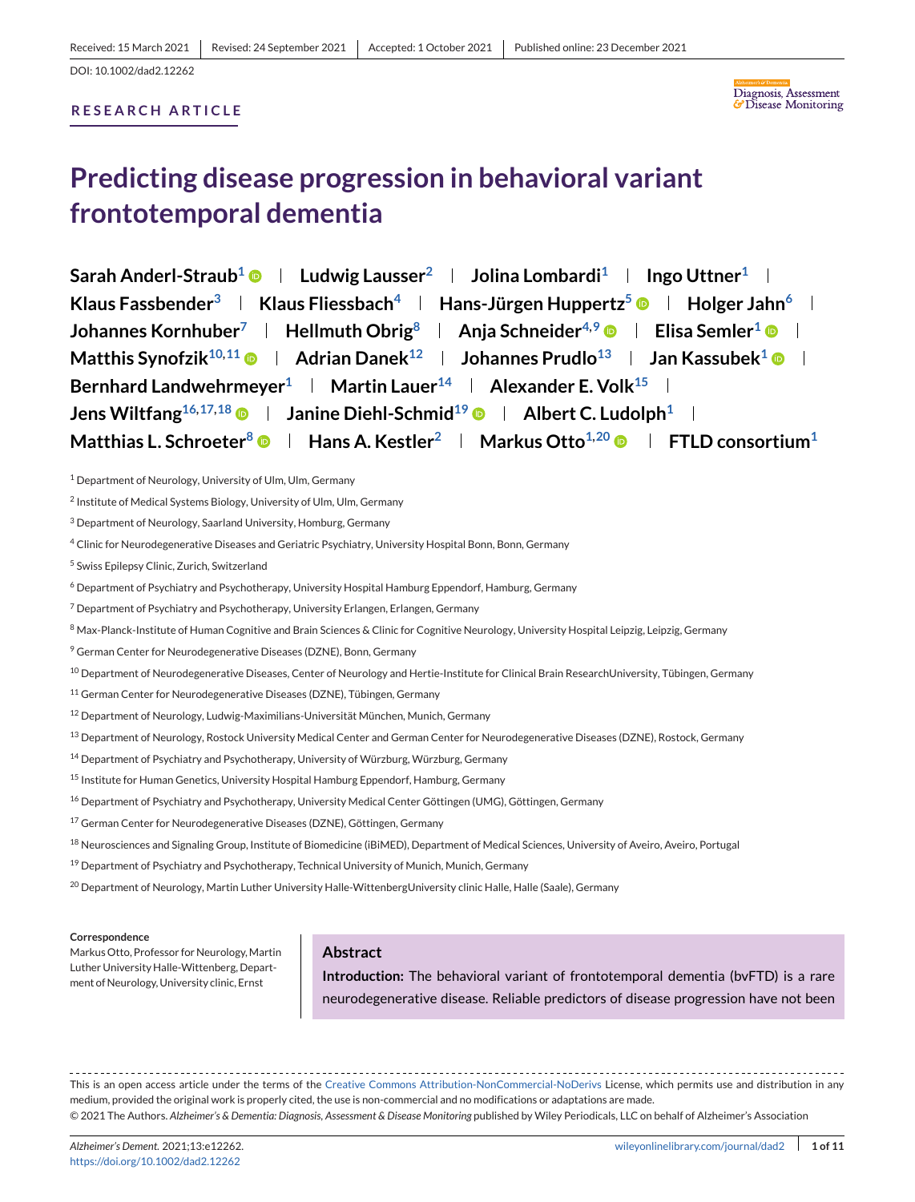Received: 15 March 2021 | Revised: 24 September 2021 | Accepted: 1 October 2021 | Published online: 23 December 2021

DOI: 10.1002/dad2.12262

**RESEARCH ARTICLE**

# Predicting disease progression in behavioral variant frontotemporal dementia

**Sarah Anderl-Straub[1] | Ludwig Lausser[2] | Jolina Lombardi[1] | Ingo Uttner[1] | Klaus Fassbender[3] | Klaus Fliessbach[4] | Hans-Jürgen Huppertz[5] | Holger Jahn[6] | Johannes Kornhuber[7] | Hellmuth Obrig[8] | Anja Schneider[4,9] | Elisa Semler[1] | Matthis Synofzik[10,11] | Adrian Danek[12] | Johannes Prudlo[13] | Jan Kassubek[1] | Bernhard Landwehrmeyer[1] | Martin Lauer[14] | Alexander E. Volk[15] | Jens Wiltfang[16,17,18] | Janine Diehl-Schmid[19] | Albert C. Ludolph[1] | Matthias L. Schroeter[8] | Hans A. Kestler[2] | Markus Otto[1,20] | FTLD consortium[1]**

[1] Department of Neurology, University of Ulm, Ulm, Germany

[2] Institute of Medical Systems Biology, University of Ulm, Ulm, Germany

[3] Department of Neurology, Saarland University, Homburg, Germany

[4] Clinic for Neurodegenerative Diseases and Geriatric Psychiatry, University Hospital Bonn, Bonn, Germany

[5] Swiss Epilepsy Clinic, Zurich, Switzerland

[6] Department of Psychiatry and Psychotherapy, University Hospital Hamburg Eppendorf, Hamburg, Germany

[7] Department of Psychiatry and Psychotherapy, University Erlangen, Erlangen, Germany

[8] Max-Planck-Institute of Human Cognitive and Brain Sciences & Clinic for Cognitive Neurology, University Hospital Leipzig, Leipzig, Germany

[9] German Center for Neurodegenerative Diseases (DZNE), Bonn, Germany

[10] Department of Neurodegenerative Diseases, Center of Neurology and Hertie-Institute for Clinical Brain ResearchUniversity, Tübingen, Germany

[11] German Center for Neurodegenerative Diseases (DZNE), Tübingen, Germany

[12] Department of Neurology, Ludwig-Maximilians-Universität München, Munich, Germany

[13] Department of Neurology, Rostock University Medical Center and German Center for Neurodegenerative Diseases (DZNE), Rostock, Germany

[14] Department of Psychiatry and Psychotherapy, University of Würzburg, Würzburg, Germany

[15] Institute for Human Genetics, University Hospital Hamburg Eppendorf, Hamburg, Germany

[16] Department of Psychiatry and Psychotherapy, University Medical Center Göttingen (UMG), Göttingen, Germany

[17] German Center for Neurodegenerative Diseases (DZNE), Göttingen, Germany

[18] Neurosciences and Signaling Group, Institute of Biomedicine (iBiMED), Department of Medical Sciences, University of Aveiro, Aveiro, Portugal

[19] Department of Psychiatry and Psychotherapy, Technical University of Munich, Munich, Germany

[20] Department of Neurology, Martin Luther University Halle-WittenbergUniversity clinic Halle, Halle (Saale), Germany

**Correspondence**
Markus Otto, Professor for Neurology, Martin Luther University Halle-Wittenberg, Department of Neurology, University clinic, Ernst

## Abstract

**Introduction:** The behavioral variant of frontotemporal dementia (bvFTD) is a rare neurodegenerative disease. Reliable predictors of disease progression have not been

This is an open access article under the terms of the Creative Commons Attribution-NonCommercial-NoDerivs License, which permits use and distribution in any medium, provided the original work is properly cited, the use is non-commercial and no modifications or adaptations are made.
© 2021 The Authors. *Alzheimer's & Dementia: Diagnosis, Assessment & Disease Monitoring* published by Wiley Periodicals, LLC on behalf of Alzheimer's Association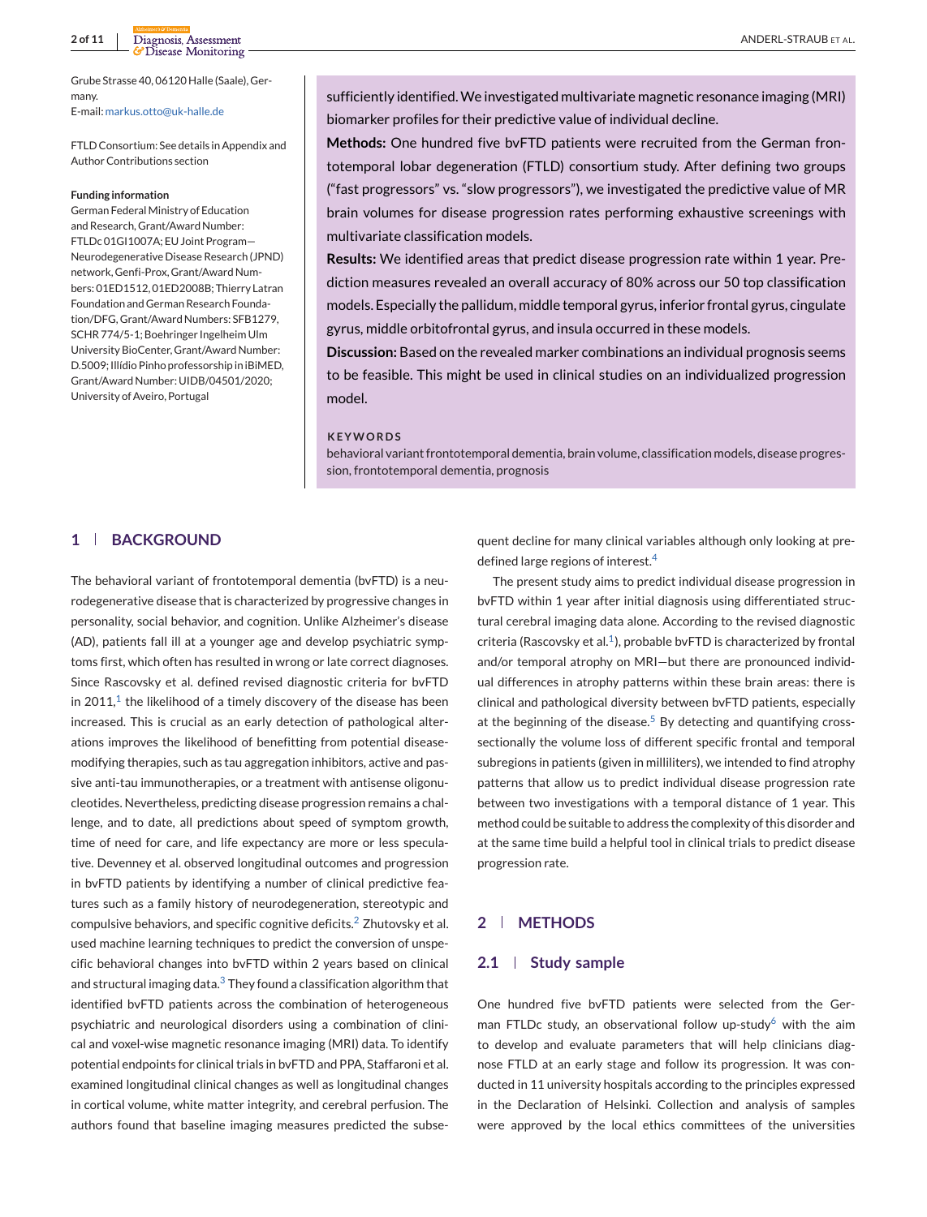Grube Strasse 40, 06120 Halle (Saale), Germany.
E-mail: markus.otto@uk-halle.de

FTLD Consortium: See details in Appendix and Author Contributions section

**Funding information**
German Federal Ministry of Education and Research, Grant/Award Number: FTLDc 01GI1007A; EU Joint Program—Neurodegenerative Disease Research (JPND) network, Genfi-Prox, Grant/Award Numbers: 01ED1512, 01ED2008B; Thierry Latran Foundation and German Research Foundation/DFG, Grant/Award Numbers: SFB1279, SCHR 774/5-1; Boehringer Ingelheim Ulm University BioCenter, Grant/Award Number: D.5009; Illídio Pinho professorship in iBiMED, Grant/Award Number: UIDB/04501/2020; University of Aveiro, Portugal

sufficiently identified. We investigated multivariate magnetic resonance imaging (MRI) biomarker profiles for their predictive value of individual decline.

**Methods:** One hundred five bvFTD patients were recruited from the German frontotemporal lobar degeneration (FTLD) consortium study. After defining two groups ("fast progressors" vs. "slow progressors"), we investigated the predictive value of MR brain volumes for disease progression rates performing exhaustive screenings with multivariate classification models.

**Results:** We identified areas that predict disease progression rate within 1 year. Prediction measures revealed an overall accuracy of 80% across our 50 top classification models. Especially the pallidum, middle temporal gyrus, inferior frontal gyrus, cingulate gyrus, middle orbitofrontal gyrus, and insula occurred in these models.

**Discussion:** Based on the revealed marker combinations an individual prognosis seems to be feasible. This might be used in clinical studies on an individualized progression model.

**KEYWORDS**
behavioral variant frontotemporal dementia, brain volume, classification models, disease progression, frontotemporal dementia, prognosis

## 1 | BACKGROUND

The behavioral variant of frontotemporal dementia (bvFTD) is a neurodegenerative disease that is characterized by progressive changes in personality, social behavior, and cognition. Unlike Alzheimer's disease (AD), patients fall ill at a younger age and develop psychiatric symptoms first, which often has resulted in wrong or late correct diagnoses. Since Rascovsky et al. defined revised diagnostic criteria for bvFTD in 2011,[1] the likelihood of a timely discovery of the disease has been increased. This is crucial as an early detection of pathological alterations improves the likelihood of benefitting from potential disease-modifying therapies, such as tau aggregation inhibitors, active and passive anti-tau immunotherapies, or a treatment with antisense oligonucleotides. Nevertheless, predicting disease progression remains a challenge, and to date, all predictions about speed of symptom growth, time of need for care, and life expectancy are more or less speculative. Devenney et al. observed longitudinal outcomes and progression in bvFTD patients by identifying a number of clinical predictive features such as a family history of neurodegeneration, stereotypic and compulsive behaviors, and specific cognitive deficits.[2] Zhutovsky et al. used machine learning techniques to predict the conversion of unspecific behavioral changes into bvFTD within 2 years based on clinical and structural imaging data.[3] They found a classification algorithm that identified bvFTD patients across the combination of heterogeneous psychiatric and neurological disorders using a combination of clinical and voxel-wise magnetic resonance imaging (MRI) data. To identify potential endpoints for clinical trials in bvFTD and PPA, Staffaroni et al. examined longitudinal clinical changes as well as longitudinal changes in cortical volume, white matter integrity, and cerebral perfusion. The authors found that baseline imaging measures predicted the subsequent decline for many clinical variables although only looking at predefined large regions of interest.[4]

The present study aims to predict individual disease progression in bvFTD within 1 year after initial diagnosis using differentiated structural cerebral imaging data alone. According to the revised diagnostic criteria (Rascovsky et al.[1]), probable bvFTD is characterized by frontal and/or temporal atrophy on MRI—but there are pronounced individual differences in atrophy patterns within these brain areas: there is clinical and pathological diversity between bvFTD patients, especially at the beginning of the disease.[5] By detecting and quantifying cross-sectionally the volume loss of different specific frontal and temporal subregions in patients (given in milliliters), we intended to find atrophy patterns that allow us to predict individual disease progression rate between two investigations with a temporal distance of 1 year. This method could be suitable to address the complexity of this disorder and at the same time build a helpful tool in clinical trials to predict disease progression rate.

## 2 | METHODS

### 2.1 | Study sample

One hundred five bvFTD patients were selected from the German FTLDc study, an observational follow up-study[6] with the aim to develop and evaluate parameters that will help clinicians diagnose FTLD at an early stage and follow its progression. It was conducted in 11 university hospitals according to the principles expressed in the Declaration of Helsinki. Collection and analysis of samples were approved by the local ethics committees of the universities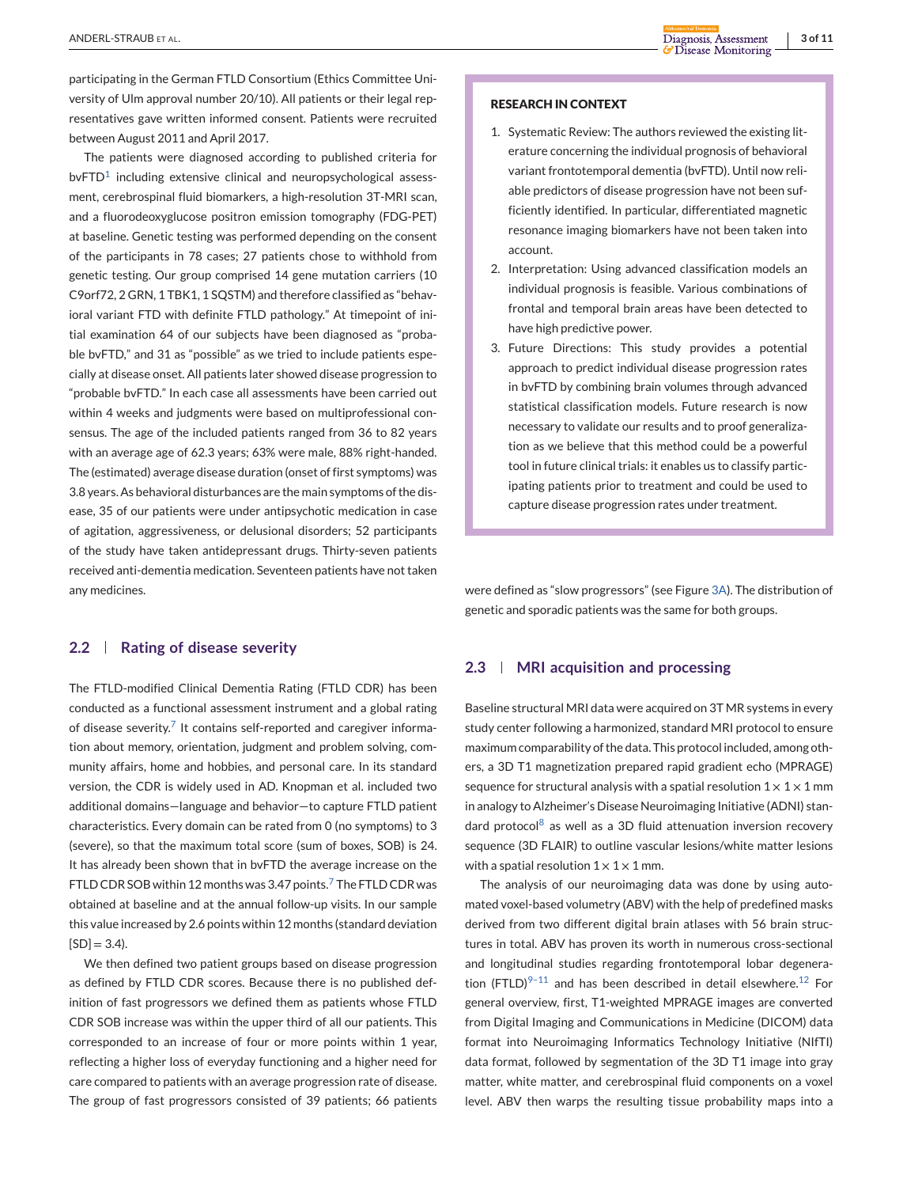participating in the German FTLD Consortium (Ethics Committee University of Ulm approval number 20/10). All patients or their legal representatives gave written informed consent. Patients were recruited between August 2011 and April 2017.

The patients were diagnosed according to published criteria for bvFTD[1] including extensive clinical and neuropsychological assessment, cerebrospinal fluid biomarkers, a high-resolution 3T-MRI scan, and a fluorodeoxyglucose positron emission tomography (FDG-PET) at baseline. Genetic testing was performed depending on the consent of the participants in 78 cases; 27 patients chose to withhold from genetic testing. Our group comprised 14 gene mutation carriers (10 C9orf72, 2 GRN, 1 TBK1, 1 SQSTM) and therefore classified as "behavioral variant FTD with definite FTLD pathology." At timepoint of initial examination 64 of our subjects have been diagnosed as "probable bvFTD," and 31 as "possible" as we tried to include patients especially at disease onset. All patients later showed disease progression to "probable bvFTD." In each case all assessments have been carried out within 4 weeks and judgments were based on multiprofessional consensus. The age of the included patients ranged from 36 to 82 years with an average age of 62.3 years; 63% were male, 88% right-handed. The (estimated) average disease duration (onset of first symptoms) was 3.8 years. As behavioral disturbances are the main symptoms of the disease, 35 of our patients were under antipsychotic medication in case of agitation, aggressiveness, or delusional disorders; 52 participants of the study have taken antidepressant drugs. Thirty-seven patients received anti-dementia medication. Seventeen patients have not taken any medicines.

> **RESEARCH IN CONTEXT**
>
> 1. Systematic Review: The authors reviewed the existing literature concerning the individual prognosis of behavioral variant frontotemporal dementia (bvFTD). Until now reliable predictors of disease progression have not been sufficiently identified. In particular, differentiated magnetic resonance imaging biomarkers have not been taken into account.
> 2. Interpretation: Using advanced classification models an individual prognosis is feasible. Various combinations of frontal and temporal brain areas have been detected to have high predictive power.
> 3. Future Directions: This study provides a potential approach to predict individual disease progression rates in bvFTD by combining brain volumes through advanced statistical classification models. Future research is now necessary to validate our results and to proof generalization as we believe that this method could be a powerful tool in future clinical trials: it enables us to classify participating patients prior to treatment and could be used to capture disease progression rates under treatment.

## 2.2 | Rating of disease severity

The FTLD-modified Clinical Dementia Rating (FTLD CDR) has been conducted as a functional assessment instrument and a global rating of disease severity.[7] It contains self-reported and caregiver information about memory, orientation, judgment and problem solving, community affairs, home and hobbies, and personal care. In its standard version, the CDR is widely used in AD. Knopman et al. included two additional domains—language and behavior—to capture FTLD patient characteristics. Every domain can be rated from 0 (no symptoms) to 3 (severe), so that the maximum total score (sum of boxes, SOB) is 24. It has already been shown that in bvFTD the average increase on the FTLD CDR SOB within 12 months was 3.47 points.[7] The FTLD CDR was obtained at baseline and at the annual follow-up visits. In our sample this value increased by 2.6 points within 12 months (standard deviation [SD] = 3.4).

We then defined two patient groups based on disease progression as defined by FTLD CDR scores. Because there is no published definition of fast progressors we defined them as patients whose FTLD CDR SOB increase was within the upper third of all our patients. This corresponded to an increase of four or more points within 1 year, reflecting a higher loss of everyday functioning and a higher need for care compared to patients with an average progression rate of disease. The group of fast progressors consisted of 39 patients; 66 patients were defined as "slow progressors" (see Figure 3A). The distribution of genetic and sporadic patients was the same for both groups.

## 2.3 | MRI acquisition and processing

Baseline structural MRI data were acquired on 3T MR systems in every study center following a harmonized, standard MRI protocol to ensure maximum comparability of the data. This protocol included, among others, a 3D T1 magnetization prepared rapid gradient echo (MPRAGE) sequence for structural analysis with a spatial resolution $1 \times 1 \times 1$ mm in analogy to Alzheimer's Disease Neuroimaging Initiative (ADNI) standard protocol[8] as well as a 3D fluid attenuation inversion recovery sequence (3D FLAIR) to outline vascular lesions/white matter lesions with a spatial resolution $1 \times 1 \times 1$ mm.

The analysis of our neuroimaging data was done by using automated voxel-based volumetry (ABV) with the help of predefined masks derived from two different digital brain atlases with 56 brain structures in total. ABV has proven its worth in numerous cross-sectional and longitudinal studies regarding frontotemporal lobar degeneration (FTLD)[9–11] and has been described in detail elsewhere.[12] For general overview, first, T1-weighted MPRAGE images are converted from Digital Imaging and Communications in Medicine (DICOM) data format into Neuroimaging Informatics Technology Initiative (NIfTI) data format, followed by segmentation of the 3D T1 image into gray matter, white matter, and cerebrospinal fluid components on a voxel level. ABV then warps the resulting tissue probability maps into a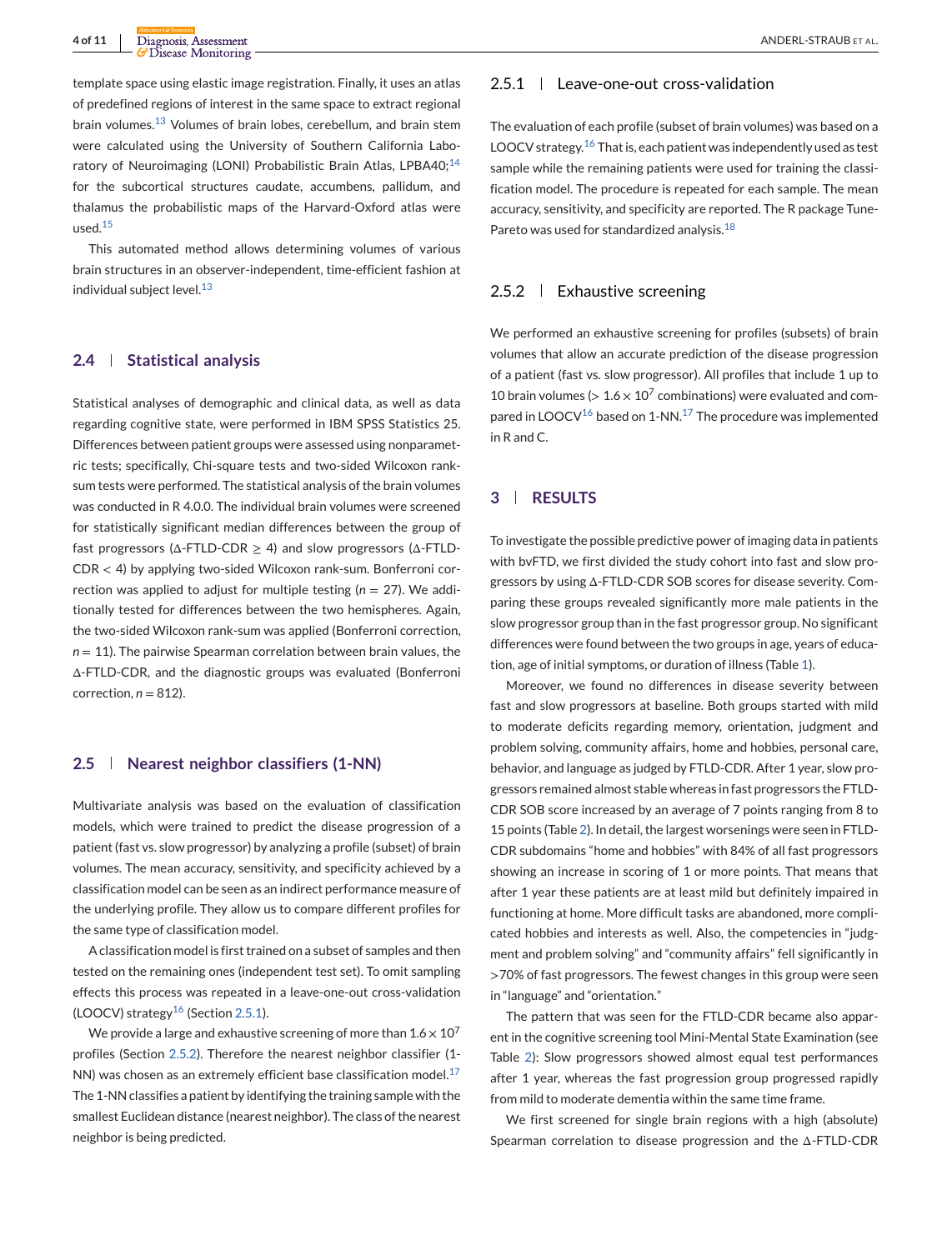template space using elastic image registration. Finally, it uses an atlas of predefined regions of interest in the same space to extract regional brain volumes.[13] Volumes of brain lobes, cerebellum, and brain stem were calculated using the University of Southern California Laboratory of Neuroimaging (LONI) Probabilistic Brain Atlas, LPBA40;[14] for the subcortical structures caudate, accumbens, pallidum, and thalamus the probabilistic maps of the Harvard-Oxford atlas were used.[15]

This automated method allows determining volumes of various brain structures in an observer-independent, time-efficient fashion at individual subject level.[13]

## 2.4 | Statistical analysis

Statistical analyses of demographic and clinical data, as well as data regarding cognitive state, were performed in IBM SPSS Statistics 25. Differences between patient groups were assessed using nonparametric tests; specifically, Chi-square tests and two-sided Wilcoxon rank-sum tests were performed. The statistical analysis of the brain volumes was conducted in R 4.0.0. The individual brain volumes were screened for statistically significant median differences between the group of fast progressors ($\Delta$-FTLD-CDR $\geq 4$) and slow progressors ($\Delta$-FTLD-CDR $< 4$) by applying two-sided Wilcoxon rank-sum. Bonferroni correction was applied to adjust for multiple testing ($n = 27$). We additionally tested for differences between the two hemispheres. Again, the two-sided Wilcoxon rank-sum was applied (Bonferroni correction, $n = 11$). The pairwise Spearman correlation between brain values, the $\Delta$-FTLD-CDR, and the diagnostic groups was evaluated (Bonferroni correction, $n = 812$).

## 2.5 | Nearest neighbor classifiers (1-NN)

Multivariate analysis was based on the evaluation of classification models, which were trained to predict the disease progression of a patient (fast vs. slow progressor) by analyzing a profile (subset) of brain volumes. The mean accuracy, sensitivity, and specificity achieved by a classification model can be seen as an indirect performance measure of the underlying profile. They allow us to compare different profiles for the same type of classification model.

A classification model is first trained on a subset of samples and then tested on the remaining ones (independent test set). To omit sampling effects this process was repeated in a leave-one-out cross-validation (LOOCV) strategy[16] (Section 2.5.1).

We provide a large and exhaustive screening of more than $1.6 \times 10^7$ profiles (Section 2.5.2). Therefore the nearest neighbor classifier (1-NN) was chosen as an extremely efficient base classification model.[17] The 1-NN classifies a patient by identifying the training sample with the smallest Euclidean distance (nearest neighbor). The class of the nearest neighbor is being predicted.

### 2.5.1 | Leave-one-out cross-validation

The evaluation of each profile (subset of brain volumes) was based on a LOOCV strategy.[16] That is, each patient was independently used as test sample while the remaining patients were used for training the classification model. The procedure is repeated for each sample. The mean accuracy, sensitivity, and specificity are reported. The R package TunePareto was used for standardized analysis.[18]

### 2.5.2 | Exhaustive screening

We performed an exhaustive screening for profiles (subsets) of brain volumes that allow an accurate prediction of the disease progression of a patient (fast vs. slow progressor). All profiles that include 1 up to 10 brain volumes ($> 1.6 \times 10^7$ combinations) were evaluated and compared in LOOCV[16] based on 1-NN.[17] The procedure was implemented in R and C.

# 3 | RESULTS

To investigate the possible predictive power of imaging data in patients with bvFTD, we first divided the study cohort into fast and slow progressors by using $\Delta$-FTLD-CDR SOB scores for disease severity. Comparing these groups revealed significantly more male patients in the slow progressor group than in the fast progressor group. No significant differences were found between the two groups in age, years of education, age of initial symptoms, or duration of illness (Table 1).

Moreover, we found no differences in disease severity between fast and slow progressors at baseline. Both groups started with mild to moderate deficits regarding memory, orientation, judgment and problem solving, community affairs, home and hobbies, personal care, behavior, and language as judged by FTLD-CDR. After 1 year, slow progressors remained almost stable whereas in fast progressors the FTLD-CDR SOB score increased by an average of 7 points ranging from 8 to 15 points (Table 2). In detail, the largest worsenings were seen in FTLD-CDR subdomains "home and hobbies" with 84% of all fast progressors showing an increase in scoring of 1 or more points. That means that after 1 year these patients are at least mild but definitely impaired in functioning at home. More difficult tasks are abandoned, more complicated hobbies and interests as well. Also, the competencies in "judgment and problem solving" and "community affairs" fell significantly in >70% of fast progressors. The fewest changes in this group were seen in "language" and "orientation."

The pattern that was seen for the FTLD-CDR became also apparent in the cognitive screening tool Mini-Mental State Examination (see Table 2): Slow progressors showed almost equal test performances after 1 year, whereas the fast progression group progressed rapidly from mild to moderate dementia within the same time frame.

We first screened for single brain regions with a high (absolute) Spearman correlation to disease progression and the $\Delta$-FTLD-CDR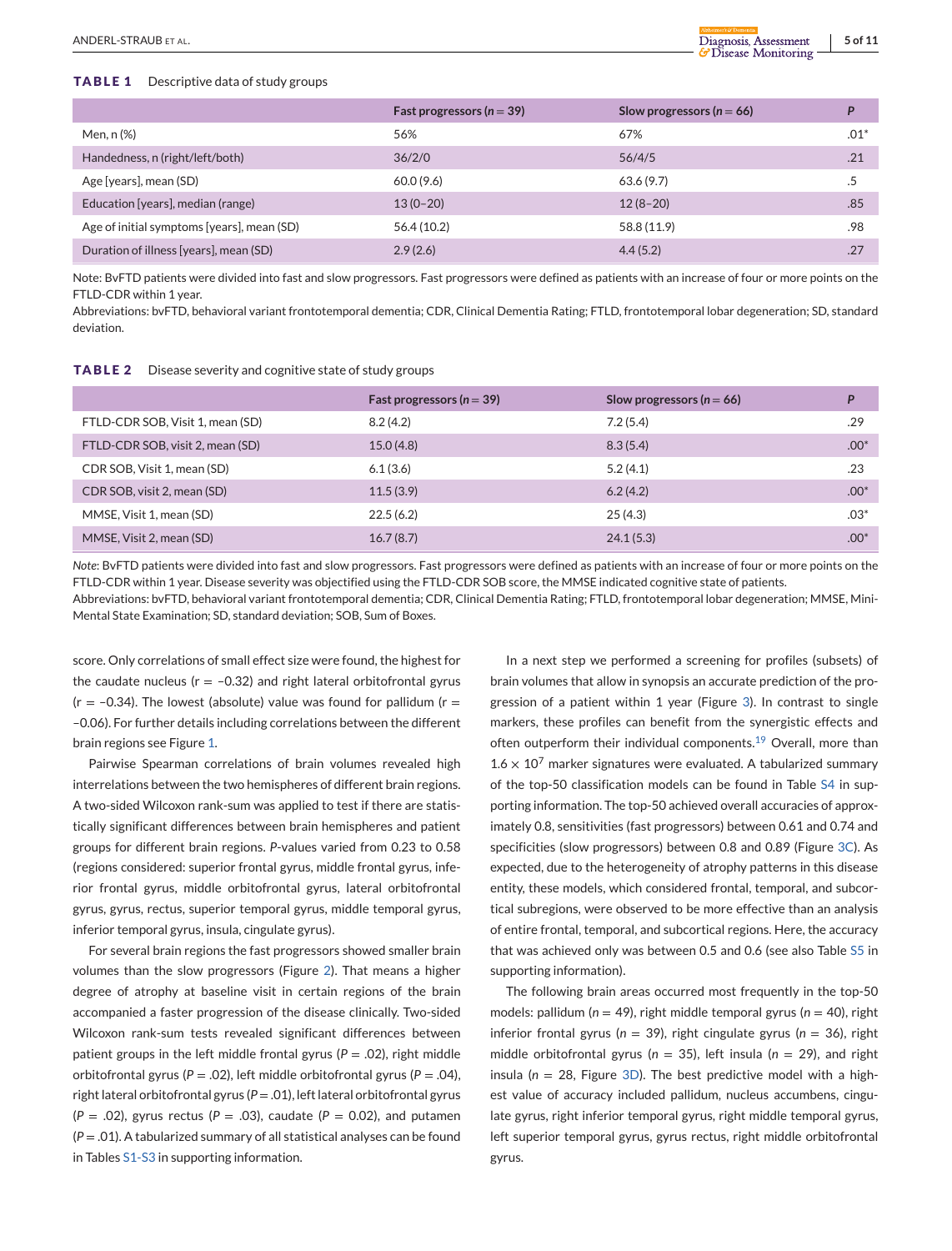**TABLE 1** Descriptive data of study groups

| | Fast progressors ($n = 39$) | Slow progressors ($n = 66$) | $P$ |
|---|---|---|---|
| Men, n (%) | 56% | 67% | .01* |
| Handedness, n (right/left/both) | 36/2/0 | 56/4/5 | .21 |
| Age [years], mean (SD) | 60.0 (9.6) | 63.6 (9.7) | .5 |
| Education [years], median (range) | 13 (0–20) | 12 (8–20) | .85 |
| Age of initial symptoms [years], mean (SD) | 56.4 (10.2) | 58.8 (11.9) | .98 |
| Duration of illness [years], mean (SD) | 2.9 (2.6) | 4.4 (5.2) | .27 |

Note: BvFTD patients were divided into fast and slow progressors. Fast progressors were defined as patients with an increase of four or more points on the FTLD-CDR within 1 year.

Abbreviations: bvFTD, behavioral variant frontotemporal dementia; CDR, Clinical Dementia Rating; FTLD, frontotemporal lobar degeneration; SD, standard deviation.

**TABLE 2** Disease severity and cognitive state of study groups

| | Fast progressors ($n = 39$) | Slow progressors ($n = 66$) | $P$ |
|---|---|---|---|
| FTLD-CDR SOB, Visit 1, mean (SD) | 8.2 (4.2) | 7.2 (5.4) | .29 |
| FTLD-CDR SOB, visit 2, mean (SD) | 15.0 (4.8) | 8.3 (5.4) | .00* |
| CDR SOB, Visit 1, mean (SD) | 6.1 (3.6) | 5.2 (4.1) | .23 |
| CDR SOB, visit 2, mean (SD) | 11.5 (3.9) | 6.2 (4.2) | .00* |
| MMSE, Visit 1, mean (SD) | 22.5 (6.2) | 25 (4.3) | .03* |
| MMSE, Visit 2, mean (SD) | 16.7 (8.7) | 24.1 (5.3) | .00* |

*Note*: BvFTD patients were divided into fast and slow progressors. Fast progressors were defined as patients with an increase of four or more points on the FTLD-CDR within 1 year. Disease severity was objectified using the FTLD-CDR SOB score, the MMSE indicated cognitive state of patients.

Abbreviations: bvFTD, behavioral variant frontotemporal dementia; CDR, Clinical Dementia Rating; FTLD, frontotemporal lobar degeneration; MMSE, Mini-Mental State Examination; SD, standard deviation; SOB, Sum of Boxes.

score. Only correlations of small effect size were found, the highest for the caudate nucleus ($r = -0.32$) and right lateral orbitofrontal gyrus ($r = -0.34$). The lowest (absolute) value was found for pallidum ($r = -0.06$). For further details including correlations between the different brain regions see Figure 1.

Pairwise Spearman correlations of brain volumes revealed high interrelations between the two hemispheres of different brain regions. A two-sided Wilcoxon rank-sum was applied to test if there are statistically significant differences between brain hemispheres and patient groups for different brain regions. $P$-values varied from 0.23 to 0.58 (regions considered: superior frontal gyrus, middle frontal gyrus, inferior frontal gyrus, middle orbitofrontal gyrus, lateral orbitofrontal gyrus, gyrus, rectus, superior temporal gyrus, middle temporal gyrus, inferior temporal gyrus, insula, cingulate gyrus).

For several brain regions the fast progressors showed smaller brain volumes than the slow progressors (Figure 2). That means a higher degree of atrophy at baseline visit in certain regions of the brain accompanied a faster progression of the disease clinically. Two-sided Wilcoxon rank-sum tests revealed significant differences between patient groups in the left middle frontal gyrus ($P = .02$), right middle orbitofrontal gyrus ($P = .02$), left middle orbitofrontal gyrus ($P = .04$), right lateral orbitofrontal gyrus ($P = .01$), left lateral orbitofrontal gyrus ($P = .02$), gyrus rectus ($P = .03$), caudate ($P = 0.02$), and putamen ($P = .01$). A tabularized summary of all statistical analyses can be found in Tables S1-S3 in supporting information.

In a next step we performed a screening for profiles (subsets) of brain volumes that allow in synopsis an accurate prediction of the progression of a patient within 1 year (Figure 3). In contrast to single markers, these profiles can benefit from the synergistic effects and often outperform their individual components.[19] Overall, more than $1.6 \times 10^7$ marker signatures were evaluated. A tabularized summary of the top-50 classification models can be found in Table S4 in supporting information. The top-50 achieved overall accuracies of approximately 0.8, sensitivities (fast progressors) between 0.61 and 0.74 and specificities (slow progressors) between 0.8 and 0.89 (Figure 3C). As expected, due to the heterogeneity of atrophy patterns in this disease entity, these models, which considered frontal, temporal, and subcortical subregions, were observed to be more effective than an analysis of entire frontal, temporal, and subcortical regions. Here, the accuracy that was achieved only was between 0.5 and 0.6 (see also Table S5 in supporting information).

The following brain areas occurred most frequently in the top-50 models: pallidum ($n = 49$), right middle temporal gyrus ($n = 40$), right inferior frontal gyrus ($n = 39$), right cingulate gyrus ($n = 36$), right middle orbitofrontal gyrus ($n = 35$), left insula ($n = 29$), and right insula ($n = 28$, Figure 3D). The best predictive model with a highest value of accuracy included pallidum, nucleus accumbens, cingulate gyrus, right inferior temporal gyrus, right middle temporal gyrus, left superior temporal gyrus, gyrus rectus, right middle orbitofrontal gyrus.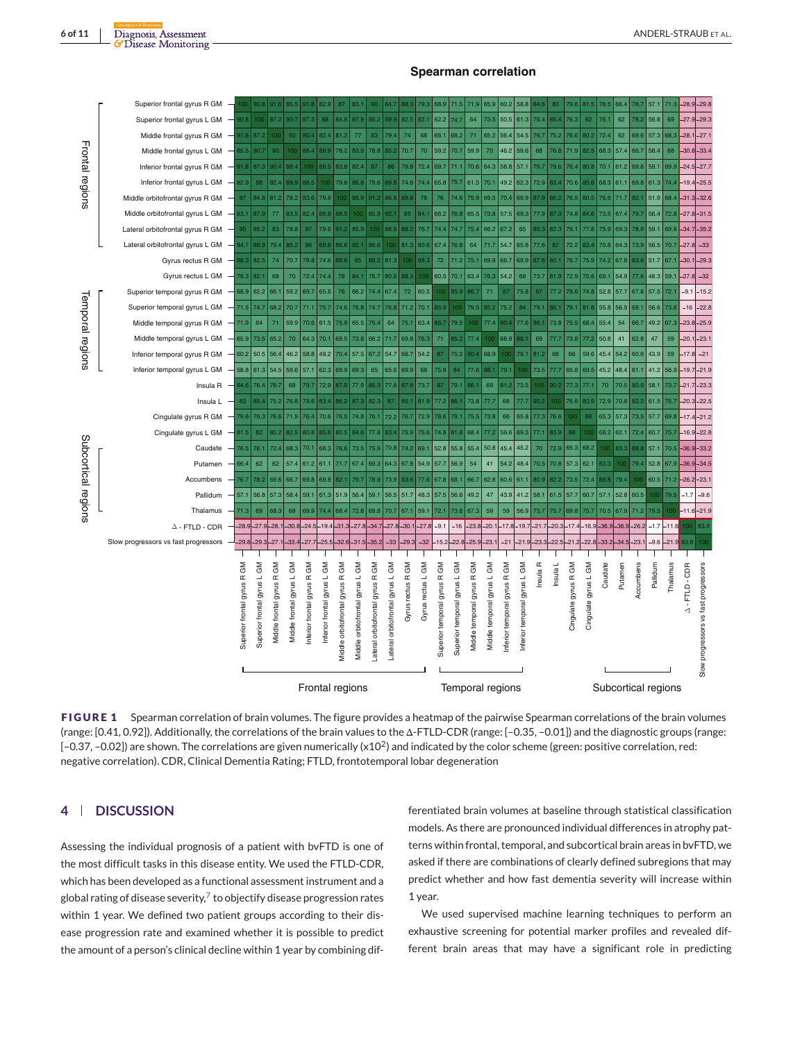Spearman correlation

Superior frontal gyrus R GM
Superior frontal gyrus L GM
Middle frontal gyrus R GM
Middle frontal gyrus L GM
Inferior frontal gyrus R GM
Inferior frontal gyrus L GM
Middle orbitofrontal gyrus R GM
Middle orbitofrontal gyrus L GM
Lateral orbitofrontal gyrus R GM
Lateral orbitofrontal gyrus L GM
Gyrus rectus R GM
Gyrus rectus L GM
Superior temporal gyrus R GM
Superior temporal gyrus L GM
Middle temporal gyrus R GM
Middle temporal gyrus L GM
Inferior temporal gyrus R GM
Inferior temporal gyrus L GM
Insula R
Insula L
Cingulate gyrus R GM
Cingulate gyrus L GM
Caudate
Putamen
Accumbens
Pallidum
Thalamus
Δ - FTLD - CDR
Slow progressors vs fast progressors

Frontal regions
Temporal regions
Subcortical regions

**FIGURE 1** Spearman correlation of brain volumes. The figure provides a heatmap of the pairwise Spearman correlations of the brain volumes (range: [0.41, 0.92]). Additionally, the correlations of the brain values to the Δ-FTLD-CDR (range: [−0.35, −0.01]) and the diagnostic groups (range: [−0.37, −0.02]) are shown. The correlations are given numerically (x10$^2$) and indicated by the color scheme (green: positive correlation, red: negative correlation). CDR, Clinical Dementia Rating; FTLD, frontotemporal lobar degeneration

## 4 | DISCUSSION

Assessing the individual prognosis of a patient with bvFTD is one of the most difficult tasks in this disease entity. We used the FTLD-CDR, which has been developed as a functional assessment instrument and a global rating of disease severity,[7] to objectify disease progression rates within 1 year. We defined two patient groups according to their disease progression rate and examined whether it is possible to predict the amount of a person's clinical decline within 1 year by combining differentiated brain volumes at baseline through statistical classification models. As there are pronounced individual differences in atrophy patterns within frontal, temporal, and subcortical brain areas in bvFTD, we asked if there are combinations of clearly defined subregions that may predict whether and how fast dementia severity will increase within 1 year.

We used supervised machine learning techniques to perform an exhaustive screening for potential marker profiles and revealed different brain areas that may have a significant role in predicting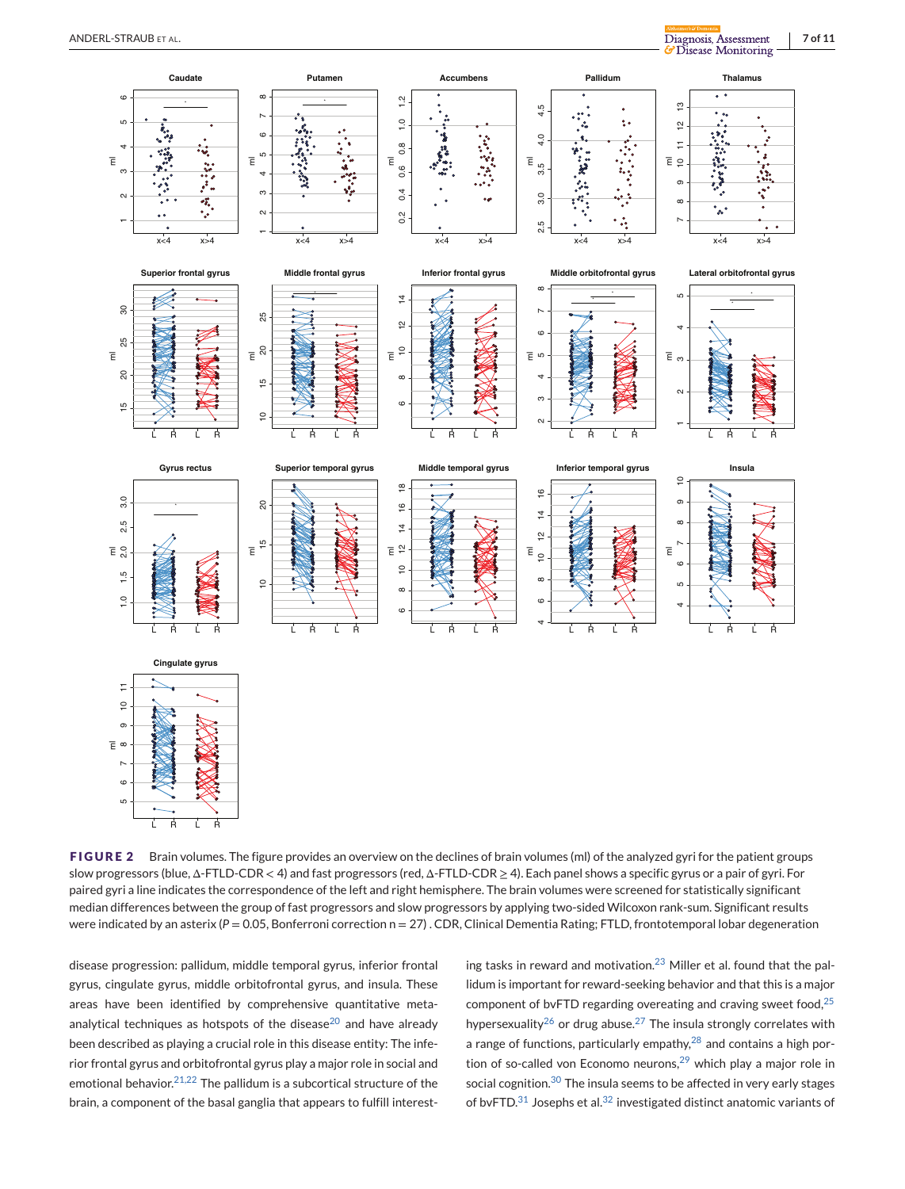Caudate

Putamen

Accumbens

Pallidum

Thalamus

Superior frontal gyrus

Middle frontal gyrus

Inferior frontal gyrus

Middle orbitofrontal gyrus

Lateral orbitofrontal gyrus

Gyrus rectus

Superior temporal gyrus

Middle temporal gyrus

Inferior temporal gyrus

Insula

Cingulate gyrus

**FIGURE 2** Brain volumes. The figure provides an overview on the declines of brain volumes (ml) of the analyzed gyri for the patient groups slow progressors (blue, Δ-FTLD-CDR < 4) and fast progressors (red, Δ-FTLD-CDR ≥ 4). Each panel shows a specific gyrus or a pair of gyri. For paired gyri a line indicates the correspondence of the left and right hemisphere. The brain volumes were screened for statistically significant median differences between the group of fast progressors and slow progressors by applying two-sided Wilcoxon rank-sum. Significant results were indicated by an asterix ($P = 0.05$, Bonferroni correction $n = 27$) . CDR, Clinical Dementia Rating; FTLD, frontotemporal lobar degeneration

disease progression: pallidum, middle temporal gyrus, inferior frontal gyrus, cingulate gyrus, middle orbitofrontal gyrus, and insula. These areas have been identified by comprehensive quantitative meta-analytical techniques as hotspots of the disease[20] and have already been described as playing a crucial role in this disease entity: The inferior frontal gyrus and orbitofrontal gyrus play a major role in social and emotional behavior.[21,22] The pallidum is a subcortical structure of the brain, a component of the basal ganglia that appears to fulfill interesting tasks in reward and motivation.[23] Miller et al. found that the pallidum is important for reward-seeking behavior and that this is a major component of bvFTD regarding overeating and craving sweet food,[25] hypersexuality[26] or drug abuse.[27] The insula strongly correlates with a range of functions, particularly empathy,[28] and contains a high portion of so-called von Economo neurons,[29] which play a major role in social cognition.[30] The insula seems to be affected in very early stages of bvFTD.[31] Josephs et al.[32] investigated distinct anatomic variants of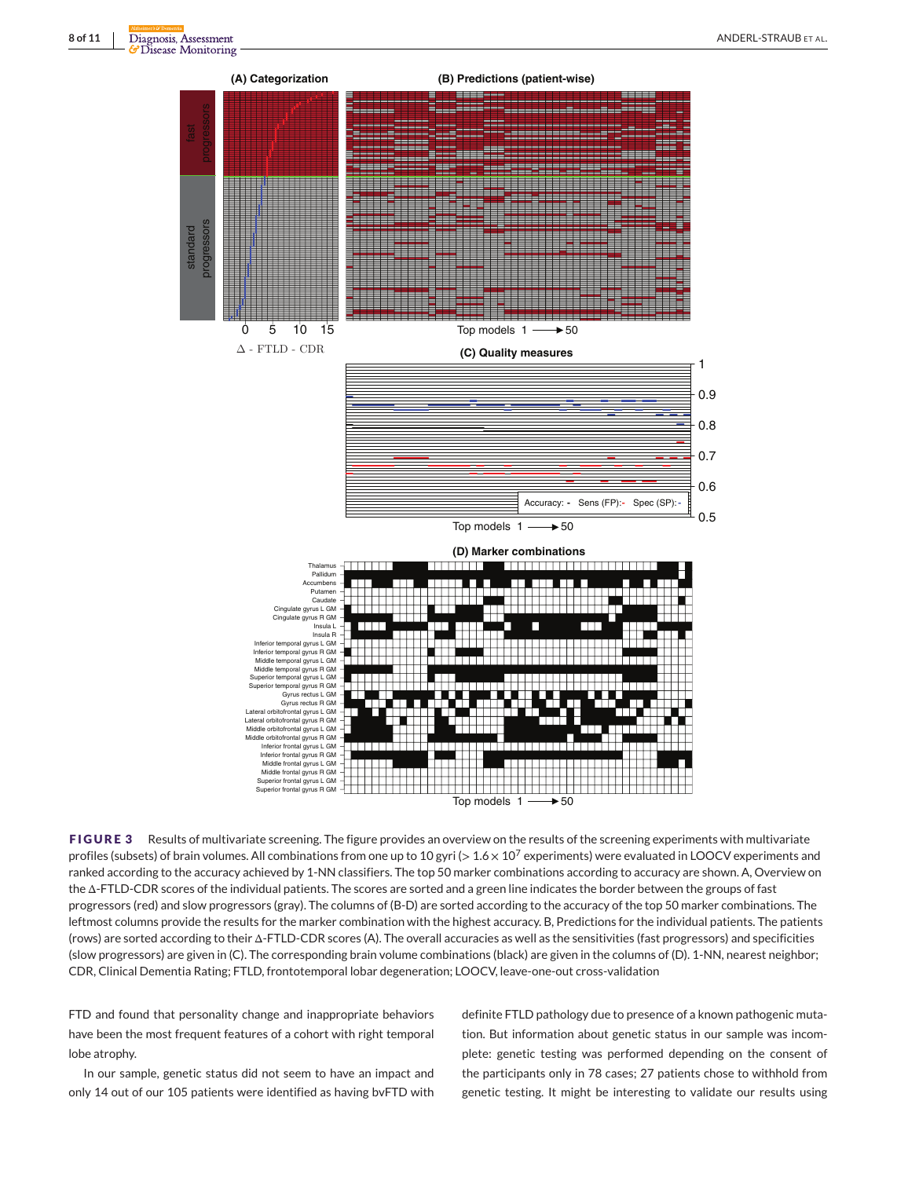(A) Categorization

fast progressors

standard progressors

0 5 10 15

Δ - FTLD - CDR

(B) Predictions (patient-wise)

Top models 1 ⟶ 50

(C) Quality measures

1

0.9

0.8

0.7

0.6

0.5

Accuracy: - Sens (FP): - Spec (SP): -

Top models 1 ⟶ 50

(D) Marker combinations

Thalamus
Pallidum
Accumbens
Putamen
Caudate
Cingulate gyrus L GM
Cingulate gyrus R GM
Insula L
Insula R
Inferior temporal gyrus L GM
Inferior temporal gyrus R GM
Middle temporal gyrus L GM
Middle temporal gyrus R GM
Superior temporal gyrus L GM
Superior temporal gyrus R GM
Gyrus rectus L GM
Gyrus rectus R GM
Lateral orbitofrontal gyrus L GM
Lateral orbitofrontal gyrus R GM
Middle orbitofrontal gyrus L GM
Middle orbitofrontal gyrus R GM
Inferior frontal gyrus L GM
Inferior frontal gyrus R GM
Middle frontal gyrus L GM
Middle frontal gyrus R GM
Superior frontal gyrus L GM
Superior frontal gyrus R GM

Top models 1 ⟶ 50

**FIGURE 3** Results of multivariate screening. The figure provides an overview on the results of the screening experiments with multivariate profiles (subsets) of brain volumes. All combinations from one up to 10 gyri ($> 1.6 \times 10^7$ experiments) were evaluated in LOOCV experiments and ranked according to the accuracy achieved by 1-NN classifiers. The top 50 marker combinations according to accuracy are shown. A, Overview on the Δ-FTLD-CDR scores of the individual patients. The scores are sorted and a green line indicates the border between the groups of fast progressors (red) and slow progressors (gray). The columns of (B-D) are sorted according to the accuracy of the top 50 marker combinations. The leftmost columns provide the results for the marker combination with the highest accuracy. B, Predictions for the individual patients. The patients (rows) are sorted according to their Δ-FTLD-CDR scores (A). The overall accuracies as well as the sensitivities (fast progressors) and specificities (slow progressors) are given in (C). The corresponding brain volume combinations (black) are given in the columns of (D). 1-NN, nearest neighbor; CDR, Clinical Dementia Rating; FTLD, frontotemporal lobar degeneration; LOOCV, leave-one-out cross-validation

FTD and found that personality change and inappropriate behaviors have been the most frequent features of a cohort with right temporal lobe atrophy.

In our sample, genetic status did not seem to have an impact and only 14 out of our 105 patients were identified as having bvFTD with definite FTLD pathology due to presence of a known pathogenic mutation. But information about genetic status in our sample was incomplete: genetic testing was performed depending on the consent of the participants only in 78 cases; 27 patients chose to withhold from genetic testing. It might be interesting to validate our results using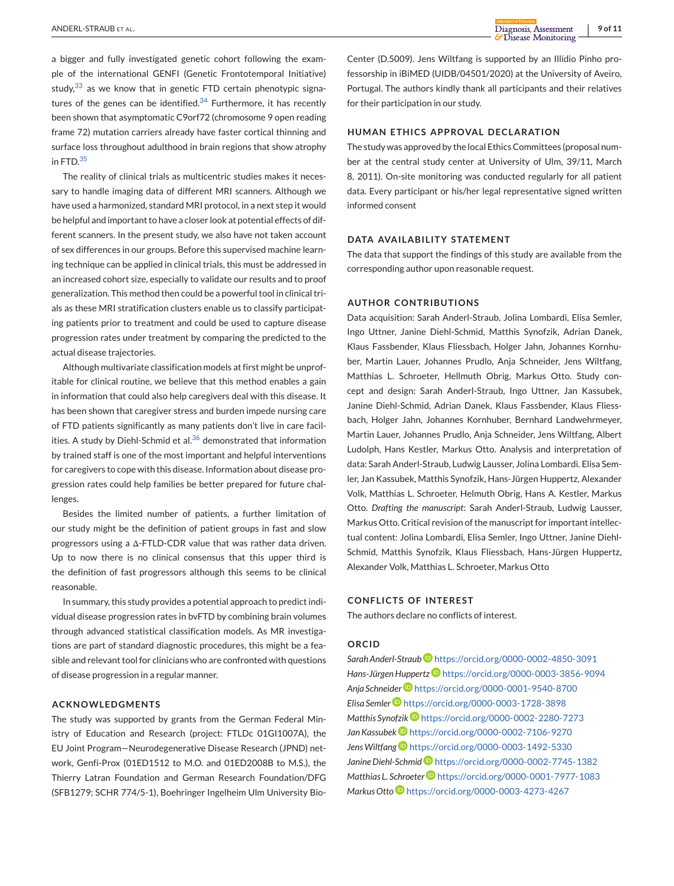a bigger and fully investigated genetic cohort following the example of the international GENFI (Genetic Frontotemporal Initiative) study,[33] as we know that in genetic FTD certain phenotypic signatures of the genes can be identified.[34] Furthermore, it has recently been shown that asymptomatic C9orf72 (chromosome 9 open reading frame 72) mutation carriers already have faster cortical thinning and surface loss throughout adulthood in brain regions that show atrophy in FTD.[35]

The reality of clinical trials as multicentric studies makes it necessary to handle imaging data of different MRI scanners. Although we have used a harmonized, standard MRI protocol, in a next step it would be helpful and important to have a closer look at potential effects of different scanners. In the present study, we also have not taken account of sex differences in our groups. Before this supervised machine learning technique can be applied in clinical trials, this must be addressed in an increased cohort size, especially to validate our results and to proof generalization. This method then could be a powerful tool in clinical trials as these MRI stratification clusters enable us to classify participating patients prior to treatment and could be used to capture disease progression rates under treatment by comparing the predicted to the actual disease trajectories.

Although multivariate classification models at first might be unprofitable for clinical routine, we believe that this method enables a gain in information that could also help caregivers deal with this disease. It has been shown that caregiver stress and burden impede nursing care of FTD patients significantly as many patients don't live in care facilities. A study by Diehl-Schmid et al.[36] demonstrated that information by trained staff is one of the most important and helpful interventions for caregivers to cope with this disease. Information about disease progression rates could help families be better prepared for future challenges.

Besides the limited number of patients, a further limitation of our study might be the definition of patient groups in fast and slow progressors using a $\Delta$-FTLD-CDR value that was rather data driven. Up to now there is no clinical consensus that this upper third is the definition of fast progressors although this seems to be clinical reasonable.

In summary, this study provides a potential approach to predict individual disease progression rates in bvFTD by combining brain volumes through advanced statistical classification models. As MR investigations are part of standard diagnostic procedures, this might be a feasible and relevant tool for clinicians who are confronted with questions of disease progression in a regular manner.

## ACKNOWLEDGMENTS

The study was supported by grants from the German Federal Ministry of Education and Research (project: FTLDc 01GI1007A), the EU Joint Program—Neurodegenerative Disease Research (JPND) network, Genfi-Prox (01ED1512 to M.O. and 01ED2008B to M.S.), the Thierry Latran Foundation and German Research Foundation/DFG (SFB1279; SCHR 774/5-1), Boehringer Ingelheim Ulm University BioCenter (D.5009). Jens Wiltfang is supported by an Illídio Pinho professorship in iBiMED (UIDB/04501/2020) at the University of Aveiro, Portugal. The authors kindly thank all participants and their relatives for their participation in our study.

## HUMAN ETHICS APPROVAL DECLARATION

The study was approved by the local Ethics Committees (proposal number at the central study center at University of Ulm, 39/11, March 8, 2011). On-site monitoring was conducted regularly for all patient data. Every participant or his/her legal representative signed written informed consent

## DATA AVAILABILITY STATEMENT

The data that support the findings of this study are available from the corresponding author upon reasonable request.

## AUTHOR CONTRIBUTIONS

Data acquisition: Sarah Anderl-Straub, Jolina Lombardi, Elisa Semler, Ingo Uttner, Janine Diehl-Schmid, Matthis Synofzik, Adrian Danek, Klaus Fassbender, Klaus Fliessbach, Holger Jahn, Johannes Kornhuber, Martin Lauer, Johannes Prudlo, Anja Schneider, Jens Wiltfang, Matthias L. Schroeter, Hellmuth Obrig, Markus Otto. Study concept and design: Sarah Anderl-Straub, Ingo Uttner, Jan Kassubek, Janine Diehl-Schmid, Adrian Danek, Klaus Fassbender, Klaus Fliessbach, Holger Jahn, Johannes Kornhuber, Bernhard Landwehrmeyer, Martin Lauer, Johannes Prudlo, Anja Schneider, Jens Wiltfang, Albert Ludolph, Hans Kestler, Markus Otto. Analysis and interpretation of data: Sarah Anderl-Straub, Ludwig Lausser, Jolina Lombardi. Elisa Semler, Jan Kassubek, Matthis Synofzik, Hans-Jürgen Huppertz, Alexander Volk, Matthias L. Schroeter, Helmuth Obrig, Hans A. Kestler, Markus Otto. *Drafting the manuscript*: Sarah Anderl-Straub, Ludwig Lausser, Markus Otto. Critical revision of the manuscript for important intellectual content: Jolina Lombardi, Elisa Semler, Ingo Uttner, Janine Diehl-Schmid, Matthis Synofzik, Klaus Fliessbach, Hans-Jürgen Huppertz, Alexander Volk, Matthias L. Schroeter, Markus Otto

## CONFLICTS OF INTEREST

The authors declare no conflicts of interest.

## ORCID

*Sarah Anderl-Straub* https://orcid.org/0000-0002-4850-3091
*Hans-Jürgen Huppertz* https://orcid.org/0000-0003-3856-9094
*Anja Schneider* https://orcid.org/0000-0001-9540-8700
*Elisa Semler* https://orcid.org/0000-0003-1728-3898
*Matthis Synofzik* https://orcid.org/0000-0002-2280-7273
*Jan Kassubek* https://orcid.org/0000-0002-7106-9270
*Jens Wiltfang* https://orcid.org/0000-0003-1492-5330
*Janine Diehl-Schmid* https://orcid.org/0000-0002-7745-1382
*Matthias L. Schroeter* https://orcid.org/0000-0001-7977-1083
*Markus Otto* https://orcid.org/0000-0003-4273-4267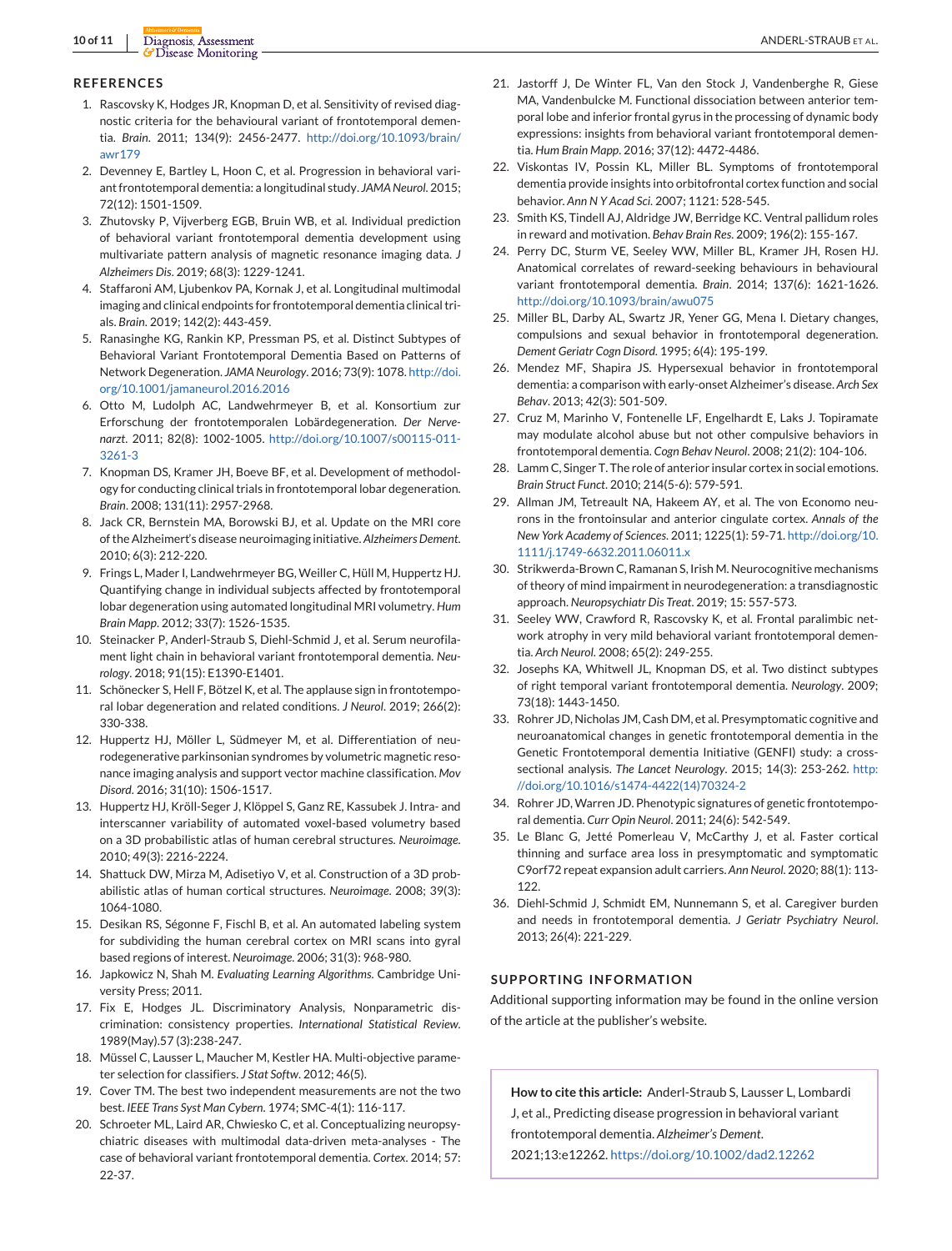## REFERENCES

1. Rascovsky K, Hodges JR, Knopman D, et al. Sensitivity of revised diagnostic criteria for the behavioural variant of frontotemporal dementia. *Brain*. 2011; 134(9): 2456-2477. http://doi.org/10.1093/brain/awr179
2. Devenney E, Bartley L, Hoon C, et al. Progression in behavioral variant frontotemporal dementia: a longitudinal study. *JAMA Neurol*. 2015; 72(12): 1501-1509.
3. Zhutovsky P, Vijverberg EGB, Bruin WB, et al. Individual prediction of behavioral variant frontotemporal dementia development using multivariate pattern analysis of magnetic resonance imaging data. *J Alzheimers Dis*. 2019; 68(3): 1229-1241.
4. Staffaroni AM, Ljubenkov PA, Kornak J, et al. Longitudinal multimodal imaging and clinical endpoints for frontotemporal dementia clinical trials. *Brain*. 2019; 142(2): 443-459.
5. Ranasinghe KG, Rankin KP, Pressman PS, et al. Distinct Subtypes of Behavioral Variant Frontotemporal Dementia Based on Patterns of Network Degeneration. *JAMA Neurology*. 2016; 73(9): 1078. http://doi.org/10.1001/jamaneurol.2016.2016
6. Otto M, Ludolph AC, Landwehrmeyer B, et al. Konsortium zur Erforschung der frontotemporalen Lobärdegeneration. *Der Nervenarzt*. 2011; 82(8): 1002-1005. http://doi.org/10.1007/s00115-011-3261-3
7. Knopman DS, Kramer JH, Boeve BF, et al. Development of methodology for conducting clinical trials in frontotemporal lobar degeneration. *Brain*. 2008; 131(11): 2957-2968.
8. Jack CR, Bernstein MA, Borowski BJ, et al. Update on the MRI core of the Alzheimert's disease neuroimaging initiative. *Alzheimers Dement*. 2010; 6(3): 212-220.
9. Frings L, Mader I, Landwehrmeyer BG, Weiller C, Hüll M, Huppertz HJ. Quantifying change in individual subjects affected by frontotemporal lobar degeneration using automated longitudinal MRI volumetry. *Hum Brain Mapp*. 2012; 33(7): 1526-1535.
10. Steinacker P, Anderl-Straub S, Diehl-Schmid J, et al. Serum neurofilament light chain in behavioral variant frontotemporal dementia. *Neurology*. 2018; 91(15): E1390-E1401.
11. Schönecker S, Hell F, Bötzel K, et al. The applause sign in frontotemporal lobar degeneration and related conditions. *J Neurol*. 2019; 266(2): 330-338.
12. Huppertz HJ, Möller L, Südmeyer M, et al. Differentiation of neurodegenerative parkinsonian syndromes by volumetric magnetic resonance imaging analysis and support vector machine classification. *Mov Disord*. 2016; 31(10): 1506-1517.
13. Huppertz HJ, Kröll-Seger J, Klöppel S, Ganz RE, Kassubek J. Intra- and interscanner variability of automated voxel-based volumetry based on a 3D probabilistic atlas of human cerebral structures. *Neuroimage*. 2010; 49(3): 2216-2224.
14. Shattuck DW, Mirza M, Adisetiyo V, et al. Construction of a 3D probabilistic atlas of human cortical structures. *Neuroimage*. 2008; 39(3): 1064-1080.
15. Desikan RS, Ségonne F, Fischl B, et al. An automated labeling system for subdividing the human cerebral cortex on MRI scans into gyral based regions of interest. *Neuroimage*. 2006; 31(3): 968-980.
16. Japkowicz N, Shah M. *Evaluating Learning Algorithms*. Cambridge University Press; 2011.
17. Fix E, Hodges JL. Discriminatory Analysis, Nonparametric discrimination: consistency properties. *International Statistical Review*. 1989(May).57 (3):238-247.
18. Müssel C, Lausser L, Maucher M, Kestler HA. Multi-objective parameter selection for classifiers. *J Stat Softw*. 2012; 46(5).
19. Cover TM. The best two independent measurements are not the two best. *IEEE Trans Syst Man Cybern*. 1974; SMC-4(1): 116-117.
20. Schroeter ML, Laird AR, Chwiesko C, et al. Conceptualizing neuropsychiatric diseases with multimodal data-driven meta-analyses - The case of behavioral variant frontotemporal dementia. *Cortex*. 2014; 57: 22-37.
21. Jastorff J, De Winter FL, Van den Stock J, Vandenberghe R, Giese MA, Vandenbulcke M. Functional dissociation between anterior temporal lobe and inferior frontal gyrus in the processing of dynamic body expressions: insights from behavioral variant frontotemporal dementia. *Hum Brain Mapp*. 2016; 37(12): 4472-4486.
22. Viskontas IV, Possin KL, Miller BL. Symptoms of frontotemporal dementia provide insights into orbitofrontal cortex function and social behavior. *Ann N Y Acad Sci*. 2007; 1121: 528-545.
23. Smith KS, Tindell AJ, Aldridge JW, Berridge KC. Ventral pallidum roles in reward and motivation. *Behav Brain Res*. 2009; 196(2): 155-167.
24. Perry DC, Sturm VE, Seeley WW, Miller BL, Kramer JH, Rosen HJ. Anatomical correlates of reward-seeking behaviours in behavioural variant frontotemporal dementia. *Brain*. 2014; 137(6): 1621-1626. http://doi.org/10.1093/brain/awu075
25. Miller BL, Darby AL, Swartz JR, Yener GG, Mena I. Dietary changes, compulsions and sexual behavior in frontotemporal degeneration. *Dement Geriatr Cogn Disord*. 1995; 6(4): 195-199.
26. Mendez MF, Shapira JS. Hypersexual behavior in frontotemporal dementia: a comparison with early-onset Alzheimer's disease. *Arch Sex Behav*. 2013; 42(3): 501-509.
27. Cruz M, Marinho V, Fontenelle LF, Engelhardt E, Laks J. Topiramate may modulate alcohol abuse but not other compulsive behaviors in frontotemporal dementia. *Cogn Behav Neurol*. 2008; 21(2): 104-106.
28. Lamm C, Singer T. The role of anterior insular cortex in social emotions. *Brain Struct Funct*. 2010; 214(5-6): 579-591.
29. Allman JM, Tetreault NA, Hakeem AY, et al. The von Economo neurons in the frontoinsular and anterior cingulate cortex. *Annals of the New York Academy of Sciences*. 2011; 1225(1): 59-71. http://doi.org/10.1111/j.1749-6632.2011.06011.x
30. Strikwerda-Brown C, Ramanan S, Irish M. Neurocognitive mechanisms of theory of mind impairment in neurodegeneration: a transdiagnostic approach. *Neuropsychiatr Dis Treat*. 2019; 15: 557-573.
31. Seeley WW, Crawford R, Rascovsky K, et al. Frontal paralimbic network atrophy in very mild behavioral variant frontotemporal dementia. *Arch Neurol*. 2008; 65(2): 249-255.
32. Josephs KA, Whitwell JL, Knopman DS, et al. Two distinct subtypes of right temporal variant frontotemporal dementia. *Neurology*. 2009; 73(18): 1443-1450.
33. Rohrer JD, Nicholas JM, Cash DM, et al. Presymptomatic cognitive and neuroanatomical changes in genetic frontotemporal dementia in the Genetic Frontotemporal dementia Initiative (GENFI) study: a cross-sectional analysis. *The Lancet Neurology*. 2015; 14(3): 253-262. http://doi.org/10.1016/s1474-4422(14)70324-2
34. Rohrer JD, Warren JD. Phenotypic signatures of genetic frontotemporal dementia. *Curr Opin Neurol*. 2011; 24(6): 542-549.
35. Le Blanc G, Jetté Pomerleau V, McCarthy J, et al. Faster cortical thinning and surface area loss in presymptomatic and symptomatic C9orf72 repeat expansion adult carriers. *Ann Neurol*. 2020; 88(1): 113-122.
36. Diehl-Schmid J, Schmidt EM, Nunnemann S, et al. Caregiver burden and needs in frontotemporal dementia. *J Geriatr Psychiatry Neurol*. 2013; 26(4): 221-229.

## SUPPORTING INFORMATION

Additional supporting information may be found in the online version of the article at the publisher's website.

**How to cite this article:** Anderl-Straub S, Lausser L, Lombardi J, et al., Predicting disease progression in behavioral variant frontotemporal dementia. *Alzheimer's Dement*. 2021;13:e12262. https://doi.org/10.1002/dad2.12262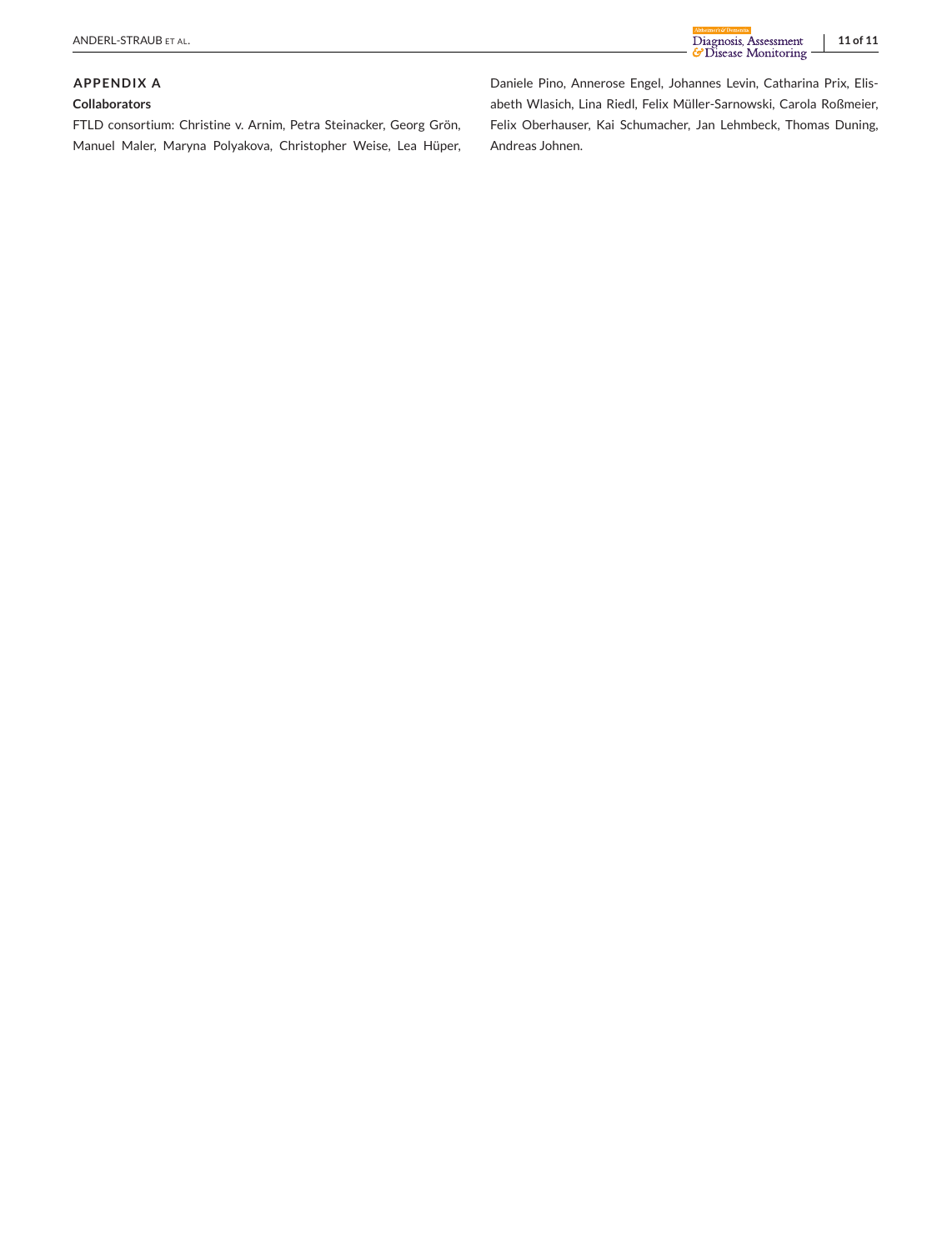## APPENDIX A

### Collaborators

FTLD consortium: Christine v. Arnim, Petra Steinacker, Georg Grön, Manuel Maler, Maryna Polyakova, Christopher Weise, Lea Hüper, Daniele Pino, Annerose Engel, Johannes Levin, Catharina Prix, Elisabeth Wlasich, Lina Riedl, Felix Müller-Sarnowski, Carola Roßmeier, Felix Oberhauser, Kai Schumacher, Jan Lehmbeck, Thomas Duning, Andreas Johnen.